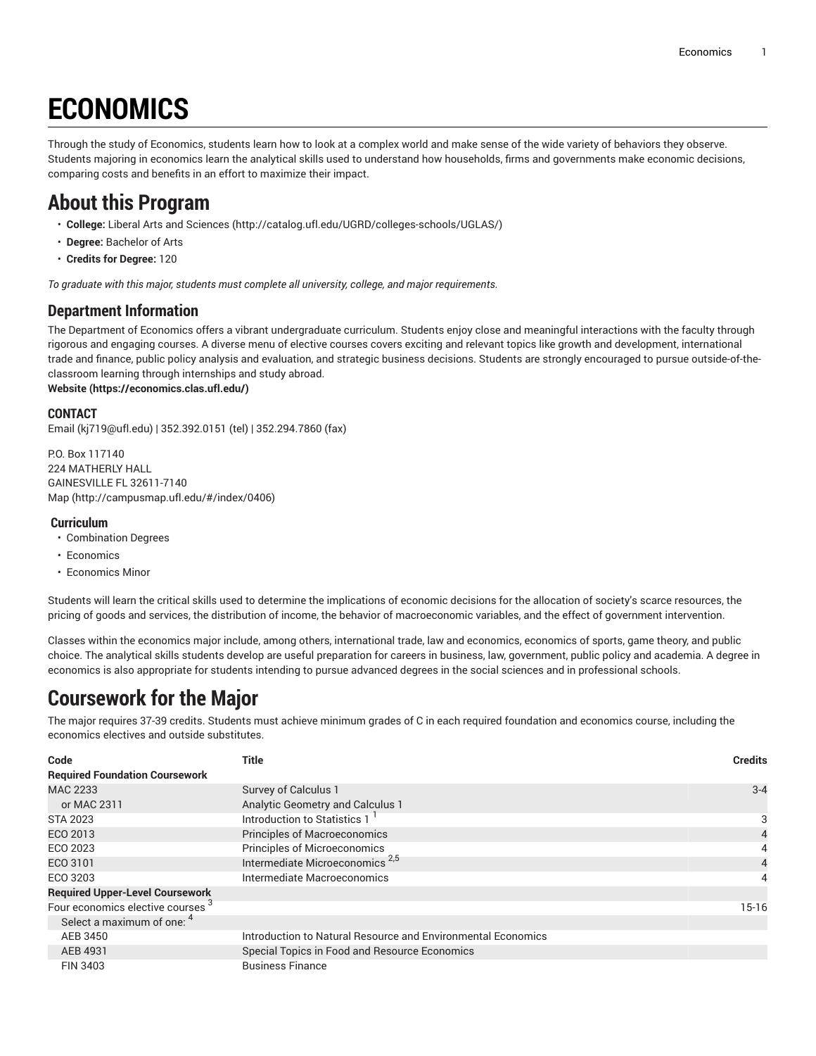# ECONOMICS

Through the study of Economics, students learn how to look at a complex world and make sense of the wide variety of behaviors they observe. Students majoring in economics learn the analytical skills used to understand how households, firms and governments make economic decisions, comparing costs and benefits in an effort to maximize their impact.

# About this Program

- **College:** Liberal Arts and Sciences (http://catalog.ufl.edu/UGRD/colleges-schools/UGLAS/)
- **Degree:** Bachelor of Arts
- **Credits for Degree:** 120

*To graduate with this major, students must complete all university, college, and major requirements.*

## Department Information

The Department of Economics offers a vibrant undergraduate curriculum. Students enjoy close and meaningful interactions with the faculty through rigorous and engaging courses. A diverse menu of elective courses covers exciting and relevant topics like growth and development, international trade and finance, public policy analysis and evaluation, and strategic business decisions. Students are strongly encouraged to pursue outside-of-the-classroom learning through internships and study abroad.
**Website (https://economics.clas.ufl.edu/)**

### CONTACT

Email (kj719@ufl.edu) | 352.392.0151 (tel) | 352.294.7860 (fax)

P.O. Box 117140
224 MATHERLY HALL
GAINESVILLE FL 32611-7140
Map (http://campusmap.ufl.edu/#/index/0406)

### Curriculum

- Combination Degrees
- Economics
- Economics Minor

Students will learn the critical skills used to determine the implications of economic decisions for the allocation of society's scarce resources, the pricing of goods and services, the distribution of income, the behavior of macroeconomic variables, and the effect of government intervention.

Classes within the economics major include, among others, international trade, law and economics, economics of sports, game theory, and public choice. The analytical skills students develop are useful preparation for careers in business, law, government, public policy and academia. A degree in economics is also appropriate for students intending to pursue advanced degrees in the social sciences and in professional schools.

# Coursework for the Major

The major requires 37-39 credits. Students must achieve minimum grades of C in each required foundation and economics course, including the economics electives and outside substitutes.

| Code | Title | Credits |
|---|---|---|
| **Required Foundation Coursework** | | |
| MAC 2233 | Survey of Calculus 1 | 3-4 |
| or MAC 2311 | Analytic Geometry and Calculus 1 | |
| STA 2023 | Introduction to Statistics 1 [1] | 3 |
| ECO 2013 | Principles of Macroeconomics | 4 |
| ECO 2023 | Principles of Microeconomics | 4 |
| ECO 3101 | Intermediate Microeconomics [2,5] | 4 |
| ECO 3203 | Intermediate Macroeconomics | 4 |
| **Required Upper-Level Coursework** | | |
| Four economics elective courses [3] | | 15-16 |
| Select a maximum of one: [4] | | |
| AEB 3450 | Introduction to Natural Resource and Environmental Economics | |
| AEB 4931 | Special Topics in Food and Resource Economics | |
| FIN 3403 | Business Finance | |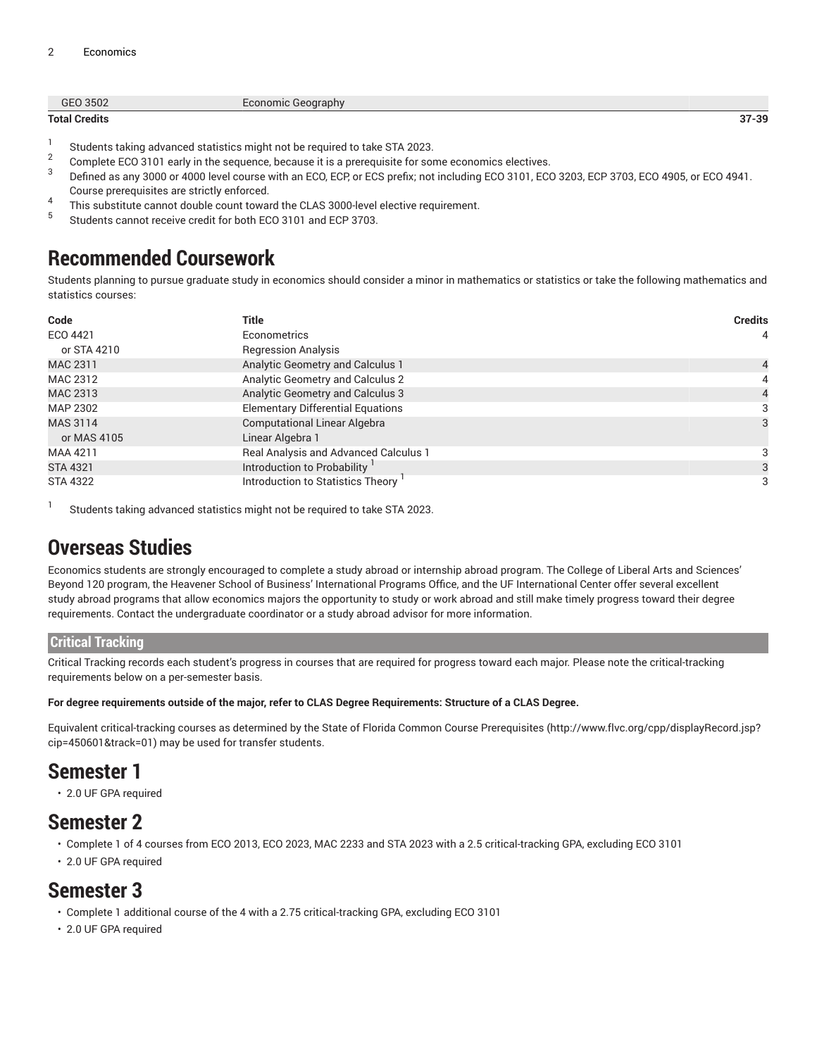| | | |
|---|---|---|
| GEO 3502 | Economic Geography | |
| **Total Credits** | | **37-39** |

1. Students taking advanced statistics might not be required to take STA 2023.
2. Complete ECO 3101 early in the sequence, because it is a prerequisite for some economics electives.
3. Defined as any 3000 or 4000 level course with an ECO, ECP, or ECS prefix; not including ECO 3101, ECO 3203, ECP 3703, ECO 4905, or ECO 4941. Course prerequisites are strictly enforced.
4. This substitute cannot double count toward the CLAS 3000-level elective requirement.
5. Students cannot receive credit for both ECO 3101 and ECP 3703.

# Recommended Coursework

Students planning to pursue graduate study in economics should consider a minor in mathematics or statistics or take the following mathematics and statistics courses:

| Code | Title | Credits |
|---|---|---|
| ECO 4421 | Econometrics | 4 |
| or STA 4210 | Regression Analysis | |
| MAC 2311 | Analytic Geometry and Calculus 1 | 4 |
| MAC 2312 | Analytic Geometry and Calculus 2 | 4 |
| MAC 2313 | Analytic Geometry and Calculus 3 | 4 |
| MAP 2302 | Elementary Differential Equations | 3 |
| MAS 3114 | Computational Linear Algebra | 3 |
| or MAS 4105 | Linear Algebra 1 | |
| MAA 4211 | Real Analysis and Advanced Calculus 1 | 3 |
| STA 4321 | Introduction to Probability [1] | 3 |
| STA 4322 | Introduction to Statistics Theory [1] | 3 |

1. Students taking advanced statistics might not be required to take STA 2023.

# Overseas Studies

Economics students are strongly encouraged to complete a study abroad or internship abroad program. The College of Liberal Arts and Sciences' Beyond 120 program, the Heavener School of Business' International Programs Office, and the UF International Center offer several excellent study abroad programs that allow economics majors the opportunity to study or work abroad and still make timely progress toward their degree requirements. Contact the undergraduate coordinator or a study abroad advisor for more information.

## Critical Tracking

Critical Tracking records each student's progress in courses that are required for progress toward each major. Please note the critical-tracking requirements below on a per-semester basis.

**For degree requirements outside of the major, refer to CLAS Degree Requirements: Structure of a CLAS Degree.**

Equivalent critical-tracking courses as determined by the State of Florida Common Course Prerequisites (http://www.flvc.org/cpp/displayRecord.jsp?cip=450601&track=01) may be used for transfer students.

# Semester 1

- 2.0 UF GPA required

# Semester 2

- Complete 1 of 4 courses from ECO 2013, ECO 2023, MAC 2233 and STA 2023 with a 2.5 critical-tracking GPA, excluding ECO 3101
- 2.0 UF GPA required

# Semester 3

- Complete 1 additional course of the 4 with a 2.75 critical-tracking GPA, excluding ECO 3101
- 2.0 UF GPA required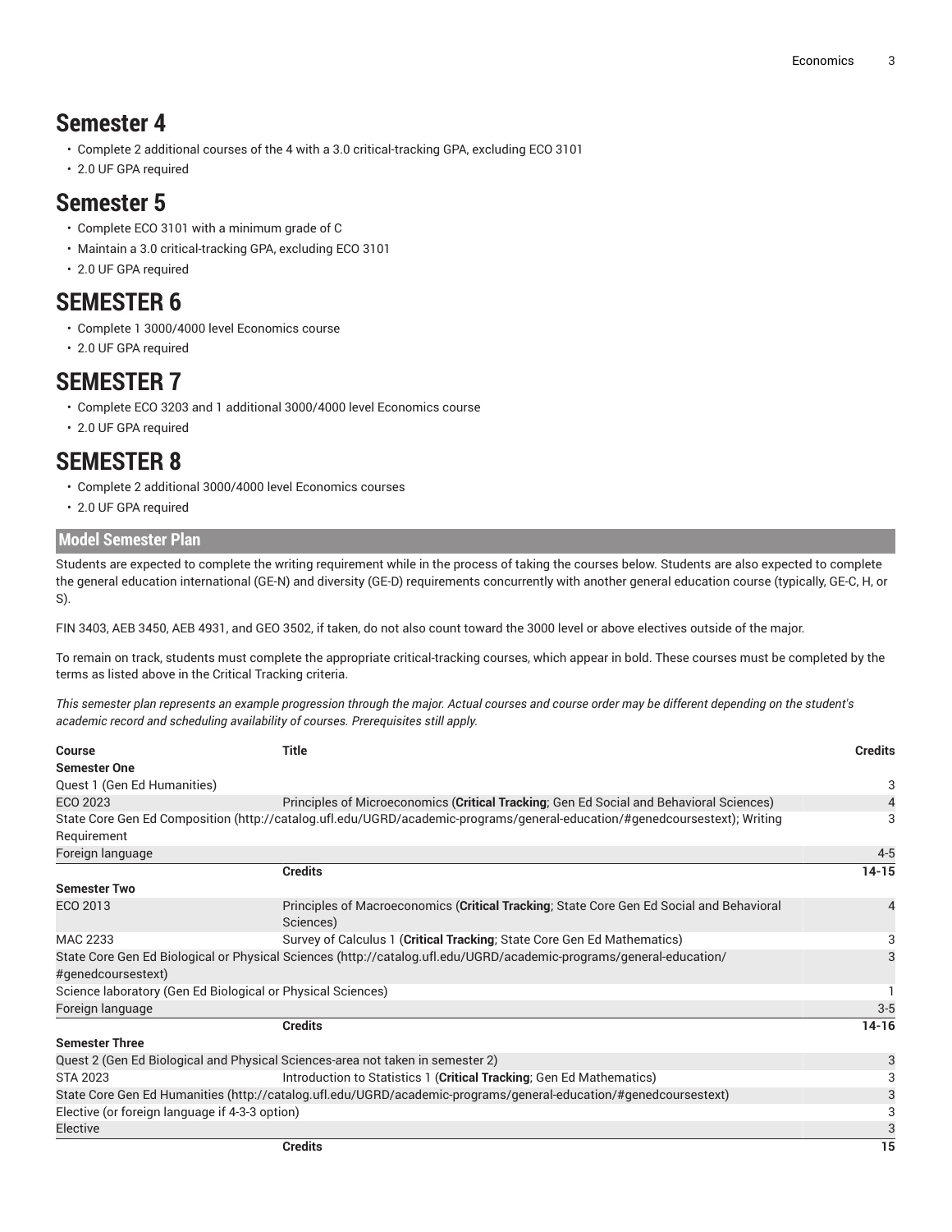## Semester 4

- Complete 2 additional courses of the 4 with a 3.0 critical-tracking GPA, excluding ECO 3101
- 2.0 UF GPA required

## Semester 5

- Complete ECO 3101 with a minimum grade of C
- Maintain a 3.0 critical-tracking GPA, excluding ECO 3101
- 2.0 UF GPA required

## SEMESTER 6

- Complete 1 3000/4000 level Economics course
- 2.0 UF GPA required

## SEMESTER 7

- Complete ECO 3203 and 1 additional 3000/4000 level Economics course
- 2.0 UF GPA required

## SEMESTER 8

- Complete 2 additional 3000/4000 level Economics courses
- 2.0 UF GPA required

### Model Semester Plan

Students are expected to complete the writing requirement while in the process of taking the courses below. Students are also expected to complete the general education international (GE-N) and diversity (GE-D) requirements concurrently with another general education course (typically, GE-C, H, or S).

FIN 3403, AEB 3450, AEB 4931, and GEO 3502, if taken, do not also count toward the 3000 level or above electives outside of the major.

To remain on track, students must complete the appropriate critical-tracking courses, which appear in bold. These courses must be completed by the terms as listed above in the Critical Tracking criteria.

*This semester plan represents an example progression through the major. Actual courses and course order may be different depending on the student's academic record and scheduling availability of courses. Prerequisites still apply.*

| Course | Title | Credits |
|---|---|---|
| **Semester One** | | |
| Quest 1 (Gen Ed Humanities) | | 3 |
| ECO 2023 | Principles of Microeconomics (**Critical Tracking**; Gen Ed Social and Behavioral Sciences) | 4 |
| State Core Gen Ed Composition (http://catalog.ufl.edu/UGRD/academic-programs/general-education/#genedcoursestext); Writing Requirement | | 3 |
| Foreign language | | 4-5 |
| | **Credits** | **14-15** |
| **Semester Two** | | |
| ECO 2013 | Principles of Macroeconomics (**Critical Tracking**; State Core Gen Ed Social and Behavioral Sciences) | 4 |
| MAC 2233 | Survey of Calculus 1 (**Critical Tracking**; State Core Gen Ed Mathematics) | 3 |
| State Core Gen Ed Biological or Physical Sciences (http://catalog.ufl.edu/UGRD/academic-programs/general-education/#genedcoursestext) | | 3 |
| Science laboratory (Gen Ed Biological or Physical Sciences) | | 1 |
| Foreign language | | 3-5 |
| | **Credits** | **14-16** |
| **Semester Three** | | |
| Quest 2 (Gen Ed Biological and Physical Sciences-area not taken in semester 2) | | 3 |
| STA 2023 | Introduction to Statistics 1 (**Critical Tracking**; Gen Ed Mathematics) | 3 |
| State Core Gen Ed Humanities (http://catalog.ufl.edu/UGRD/academic-programs/general-education/#genedcoursestext) | | 3 |
| Elective (or foreign language if 4-3-3 option) | | 3 |
| Elective | | 3 |
| | **Credits** | **15** |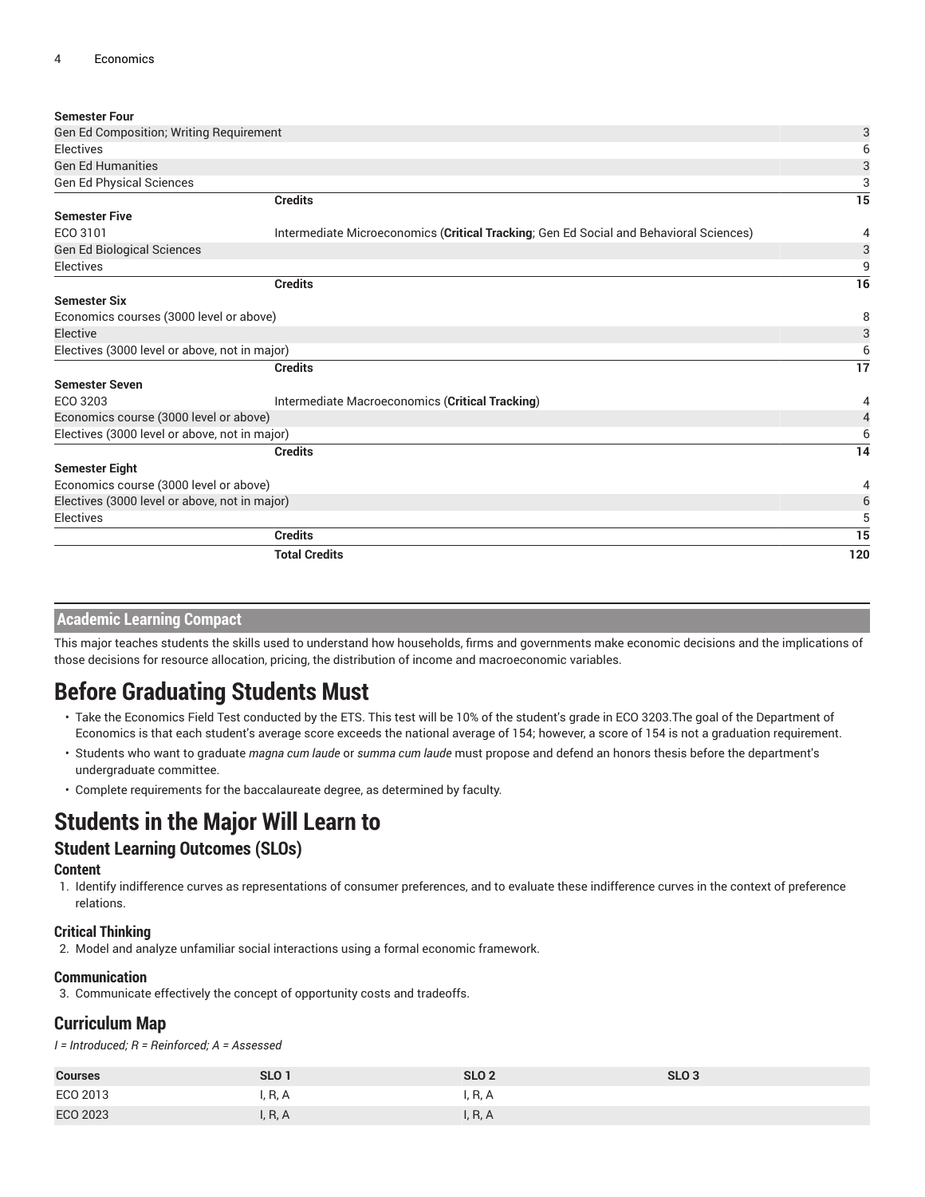| | | |
|---|---|---|
| **Semester Four** | | |
| Gen Ed Composition; Writing Requirement | | 3 |
| Electives | | 6 |
| Gen Ed Humanities | | 3 |
| Gen Ed Physical Sciences | | 3 |
| | **Credits** | **15** |
| **Semester Five** | | |
| ECO 3101 | Intermediate Microeconomics (**Critical Tracking**; Gen Ed Social and Behavioral Sciences) | 4 |
| Gen Ed Biological Sciences | | 3 |
| Electives | | 9 |
| | **Credits** | **16** |
| **Semester Six** | | |
| Economics courses (3000 level or above) | | 8 |
| Elective | | 3 |
| Electives (3000 level or above, not in major) | | 6 |
| | **Credits** | **17** |
| **Semester Seven** | | |
| ECO 3203 | Intermediate Macroeconomics (**Critical Tracking**) | 4 |
| Economics course (3000 level or above) | | 4 |
| Electives (3000 level or above, not in major) | | 6 |
| | **Credits** | **14** |
| **Semester Eight** | | |
| Economics course (3000 level or above) | | 4 |
| Electives (3000 level or above, not in major) | | 6 |
| Electives | | 5 |
| | **Credits** | **15** |
| | **Total Credits** | **120** |

## Academic Learning Compact

This major teaches students the skills used to understand how households, firms and governments make economic decisions and the implications of those decisions for resource allocation, pricing, the distribution of income and macroeconomic variables.

# Before Graduating Students Must

- Take the Economics Field Test conducted by the ETS. This test will be 10% of the student's grade in ECO 3203.The goal of the Department of Economics is that each student's average score exceeds the national average of 154; however, a score of 154 is not a graduation requirement.
- Students who want to graduate *magna cum laude* or *summa cum laude* must propose and defend an honors thesis before the department's undergraduate committee.
- Complete requirements for the baccalaureate degree, as determined by faculty.

# Students in the Major Will Learn to

## Student Learning Outcomes (SLOs)

### Content

1. Identify indifference curves as representations of consumer preferences, and to evaluate these indifference curves in the context of preference relations.

### Critical Thinking

2. Model and analyze unfamiliar social interactions using a formal economic framework.

### Communication

3. Communicate effectively the concept of opportunity costs and tradeoffs.

## Curriculum Map

*I = Introduced; R = Reinforced; A = Assessed*

| Courses | SLO 1 | SLO 2 | SLO 3 |
|---|---|---|---|
| ECO 2013 | I, R, A | I, R, A | |
| ECO 2023 | I, R, A | I, R, A | |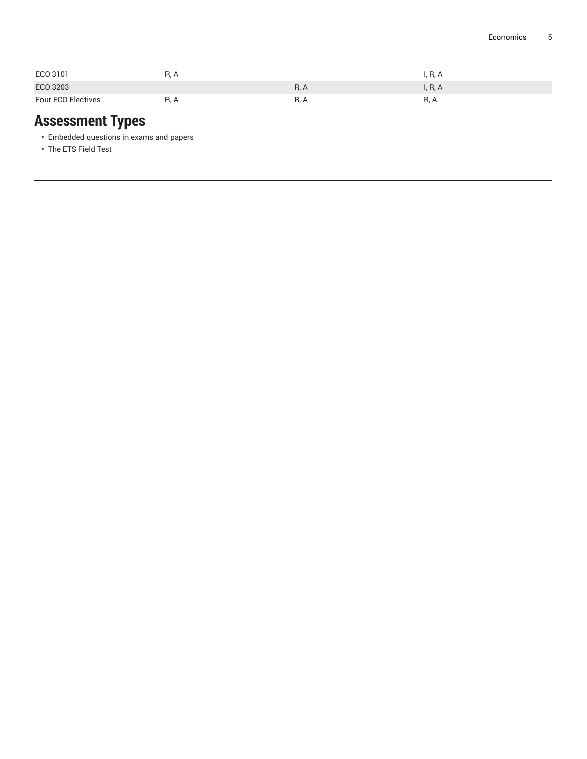| | | | |
|---|---|---|---|
| ECO 3101 | R, A | | I, R, A |
| ECO 3203 | | R, A | I, R, A |
| Four ECO Electives | R, A | R, A | R, A |

## Assessment Types

- Embedded questions in exams and papers
- The ETS Field Test